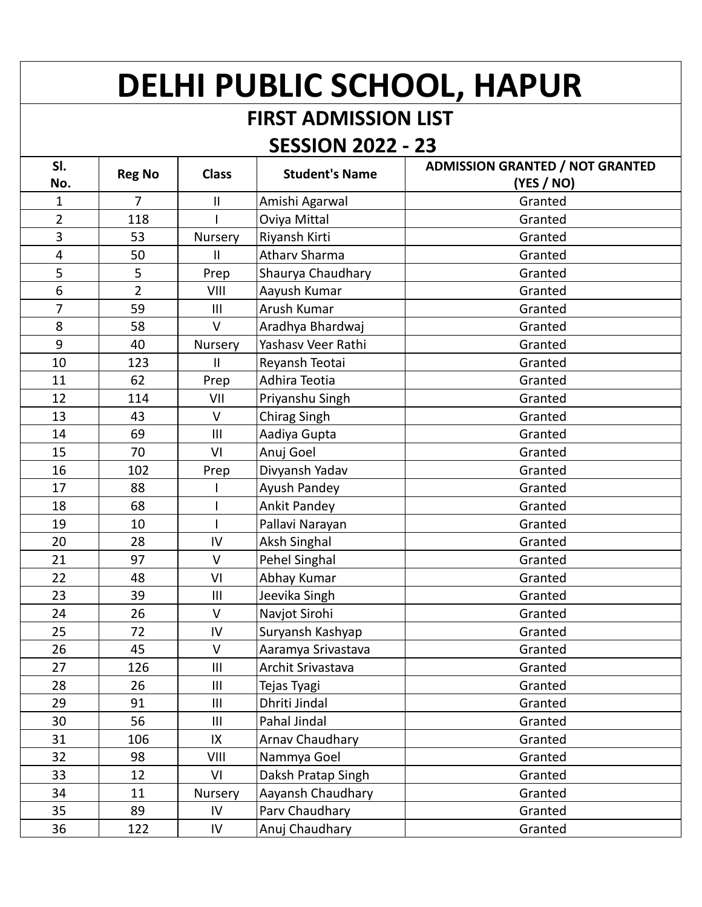# DELHI PUBLIC SCHOOL, HAPUR

## FIRST ADMISSION LIST

## SESSION 2022 - 23

| Sl. No. | Reg No | Class | Student's Name | ADMISSION GRANTED / NOT GRANTED (YES / NO) |
|---|---|---|---|---|
| 1 | 7 | II | Amishi Agarwal | Granted |
| 2 | 118 | I | Oviya Mittal | Granted |
| 3 | 53 | Nursery | Riyansh Kirti | Granted |
| 4 | 50 | II | Atharv Sharma | Granted |
| 5 | 5 | Prep | Shaurya Chaudhary | Granted |
| 6 | 2 | VIII | Aayush Kumar | Granted |
| 7 | 59 | III | Arush Kumar | Granted |
| 8 | 58 | V | Aradhya Bhardwaj | Granted |
| 9 | 40 | Nursery | Yashasv Veer Rathi | Granted |
| 10 | 123 | II | Reyansh Teotai | Granted |
| 11 | 62 | Prep | Adhira Teotia | Granted |
| 12 | 114 | VII | Priyanshu Singh | Granted |
| 13 | 43 | V | Chirag Singh | Granted |
| 14 | 69 | III | Aadiya Gupta | Granted |
| 15 | 70 | VI | Anuj Goel | Granted |
| 16 | 102 | Prep | Divyansh Yadav | Granted |
| 17 | 88 | I | Ayush Pandey | Granted |
| 18 | 68 | I | Ankit Pandey | Granted |
| 19 | 10 | I | Pallavi Narayan | Granted |
| 20 | 28 | IV | Aksh Singhal | Granted |
| 21 | 97 | V | Pehel Singhal | Granted |
| 22 | 48 | VI | Abhay Kumar | Granted |
| 23 | 39 | III | Jeevika Singh | Granted |
| 24 | 26 | V | Navjot Sirohi | Granted |
| 25 | 72 | IV | Suryansh Kashyap | Granted |
| 26 | 45 | V | Aaramya Srivastava | Granted |
| 27 | 126 | III | Archit Srivastava | Granted |
| 28 | 26 | III | Tejas Tyagi | Granted |
| 29 | 91 | III | Dhriti Jindal | Granted |
| 30 | 56 | III | Pahal Jindal | Granted |
| 31 | 106 | IX | Arnav Chaudhary | Granted |
| 32 | 98 | VIII | Nammya Goel | Granted |
| 33 | 12 | VI | Daksh Pratap Singh | Granted |
| 34 | 11 | Nursery | Aayansh Chaudhary | Granted |
| 35 | 89 | IV | Parv Chaudhary | Granted |
| 36 | 122 | IV | Anuj Chaudhary | Granted |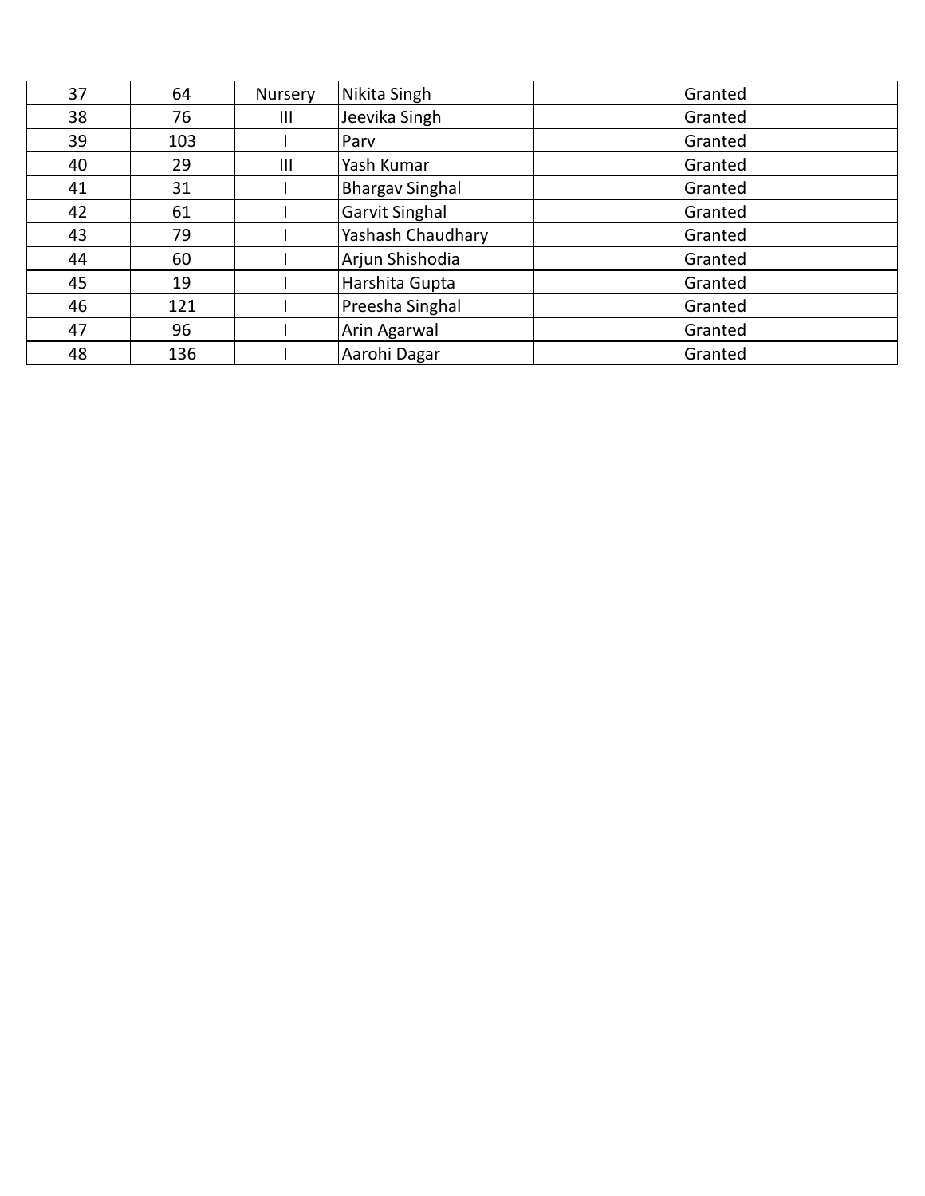| | | | | |
|---|---|---|---|---|
| 37 | 64 | Nursery | Nikita Singh | Granted |
| 38 | 76 | III | Jeevika Singh | Granted |
| 39 | 103 | I | Parv | Granted |
| 40 | 29 | III | Yash Kumar | Granted |
| 41 | 31 | I | Bhargav Singhal | Granted |
| 42 | 61 | I | Garvit Singhal | Granted |
| 43 | 79 | I | Yashash Chaudhary | Granted |
| 44 | 60 | I | Arjun Shishodia | Granted |
| 45 | 19 | I | Harshita Gupta | Granted |
| 46 | 121 | I | Preesha Singhal | Granted |
| 47 | 96 | I | Arin Agarwal | Granted |
| 48 | 136 | I | Aarohi Dagar | Granted |